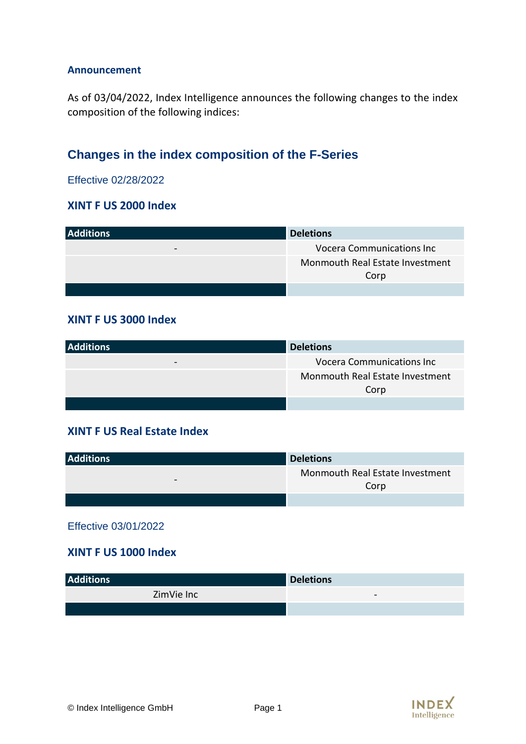**Announcement**

As of 03/04/2022, Index Intelligence announces the following changes to the index composition of the following indices:

## Changes in the index composition of the F-Series

Effective 02/28/2022

### XINT F US 2000 Index

| Additions | Deletions |
|---|---|
| - | Vocera Communications Inc |
| | Monmouth Real Estate Investment Corp |

### XINT F US 3000 Index

| Additions | Deletions |
|---|---|
| - | Vocera Communications Inc |
| | Monmouth Real Estate Investment Corp |

### XINT F US Real Estate Index

| Additions | Deletions |
|---|---|
| - | Monmouth Real Estate Investment Corp |

Effective 03/01/2022

### XINT F US 1000 Index

| Additions | Deletions |
|---|---|
| ZimVie Inc | - |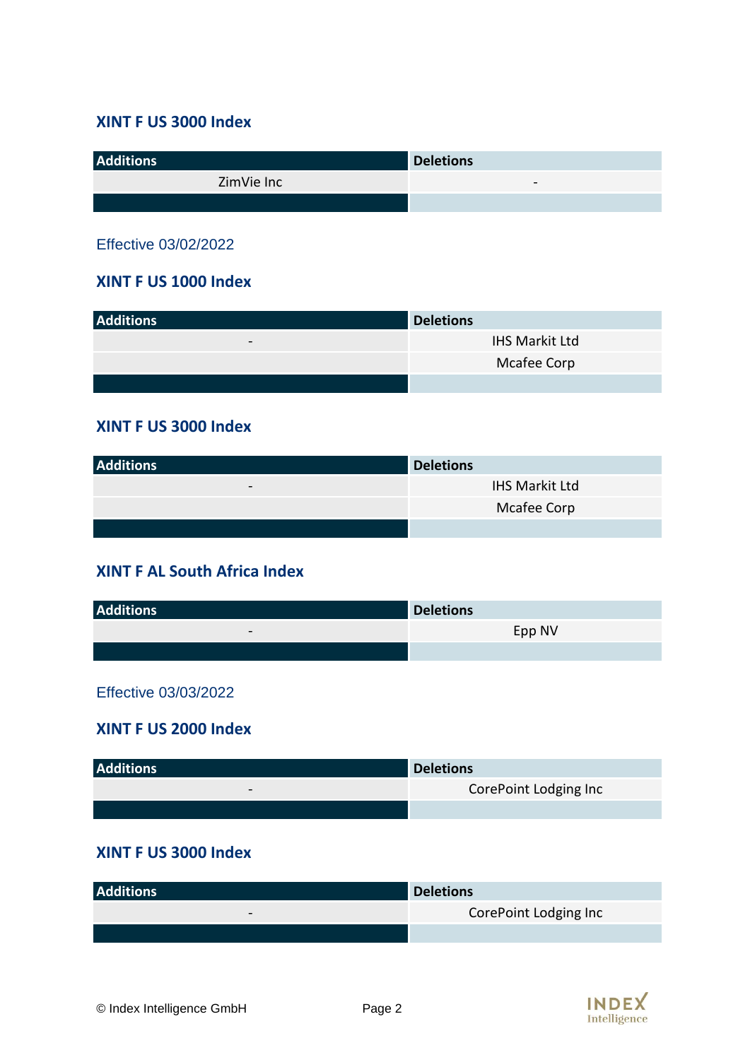### XINT F US 3000 Index

| Additions | Deletions |
|---|---|
| ZimVie Inc | - |

Effective 03/02/2022

### XINT F US 1000 Index

| Additions | Deletions |
|---|---|
| - | IHS Markit Ltd |
| | Mcafee Corp |

### XINT F US 3000 Index

| Additions | Deletions |
|---|---|
| - | IHS Markit Ltd |
| | Mcafee Corp |

### XINT F AL South Africa Index

| Additions | Deletions |
|---|---|
| - | Epp NV |

Effective 03/03/2022

### XINT F US 2000 Index

| Additions | Deletions |
|---|---|
| - | CorePoint Lodging Inc |

### XINT F US 3000 Index

| Additions | Deletions |
|---|---|
| - | CorePoint Lodging Inc |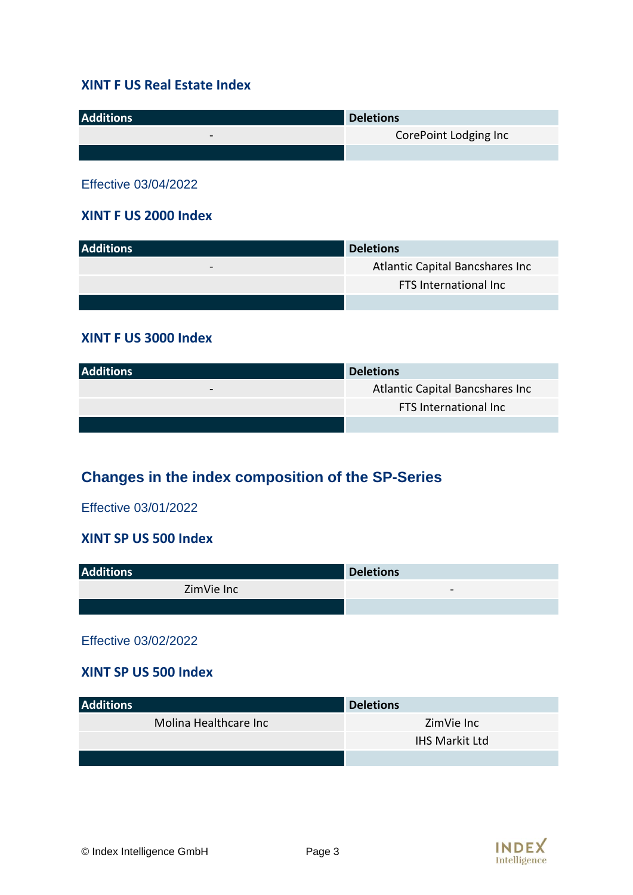### XINT F US Real Estate Index

| Additions | Deletions |
|---|---|
| - | CorePoint Lodging Inc |

Effective 03/04/2022

### XINT F US 2000 Index

| Additions | Deletions |
|---|---|
| - | Atlantic Capital Bancshares Inc |
| | FTS International Inc |

### XINT F US 3000 Index

| Additions | Deletions |
|---|---|
| - | Atlantic Capital Bancshares Inc |
| | FTS International Inc |

## Changes in the index composition of the SP-Series

Effective 03/01/2022

### XINT SP US 500 Index

| Additions | Deletions |
|---|---|
| ZimVie Inc | - |

Effective 03/02/2022

### XINT SP US 500 Index

| Additions | Deletions |
|---|---|
| Molina Healthcare Inc | ZimVie Inc |
| | IHS Markit Ltd |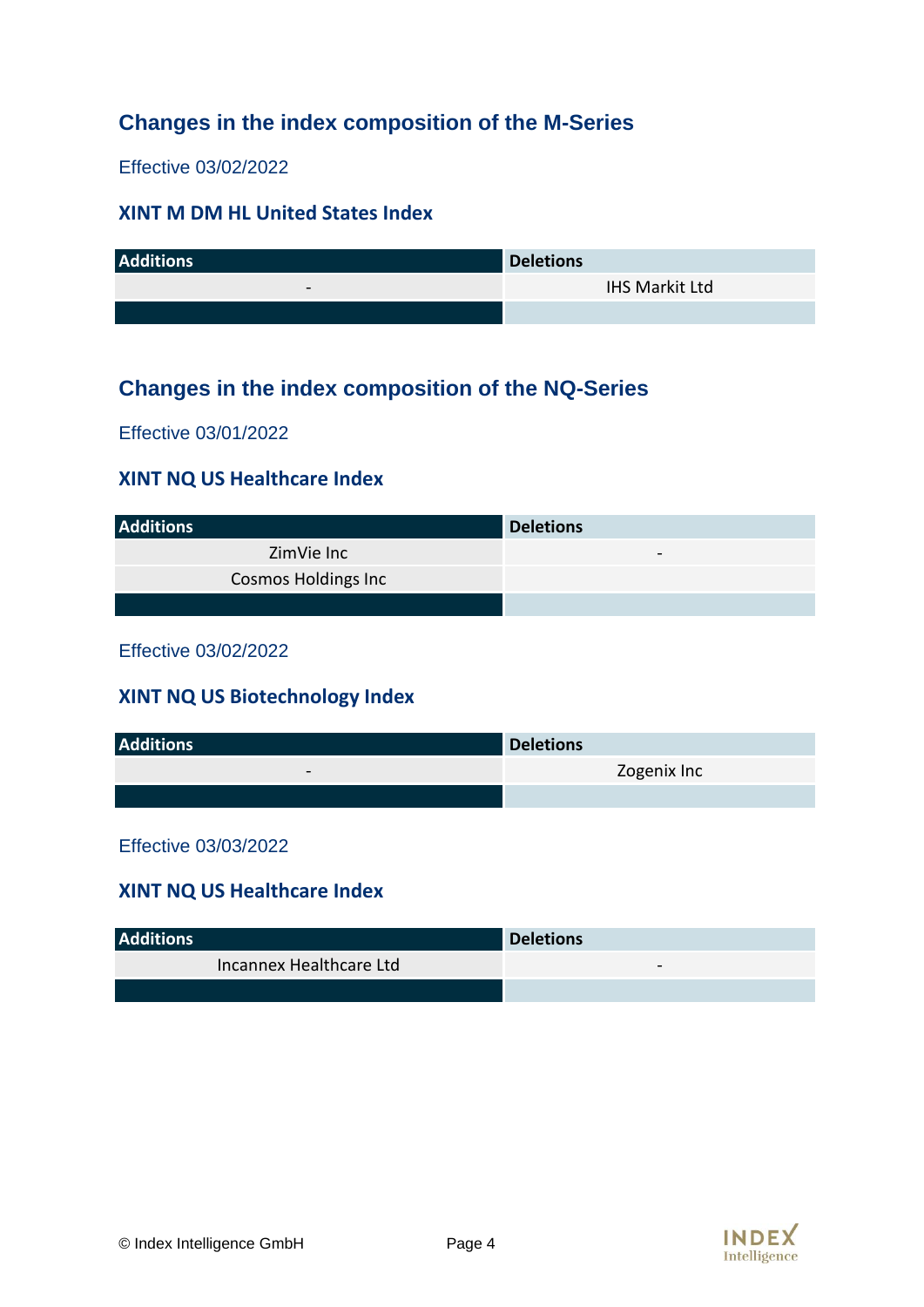## Changes in the index composition of the M-Series

Effective 03/02/2022

### XINT M DM HL United States Index

| Additions | Deletions |
|---|---|
| - | IHS Markit Ltd |

## Changes in the index composition of the NQ-Series

Effective 03/01/2022

### XINT NQ US Healthcare Index

| Additions | Deletions |
|---|---|
| ZimVie Inc | - |
| Cosmos Holdings Inc | |

Effective 03/02/2022

### XINT NQ US Biotechnology Index

| Additions | Deletions |
|---|---|
| - | Zogenix Inc |

Effective 03/03/2022

### XINT NQ US Healthcare Index

| Additions | Deletions |
|---|---|
| Incannex Healthcare Ltd | - |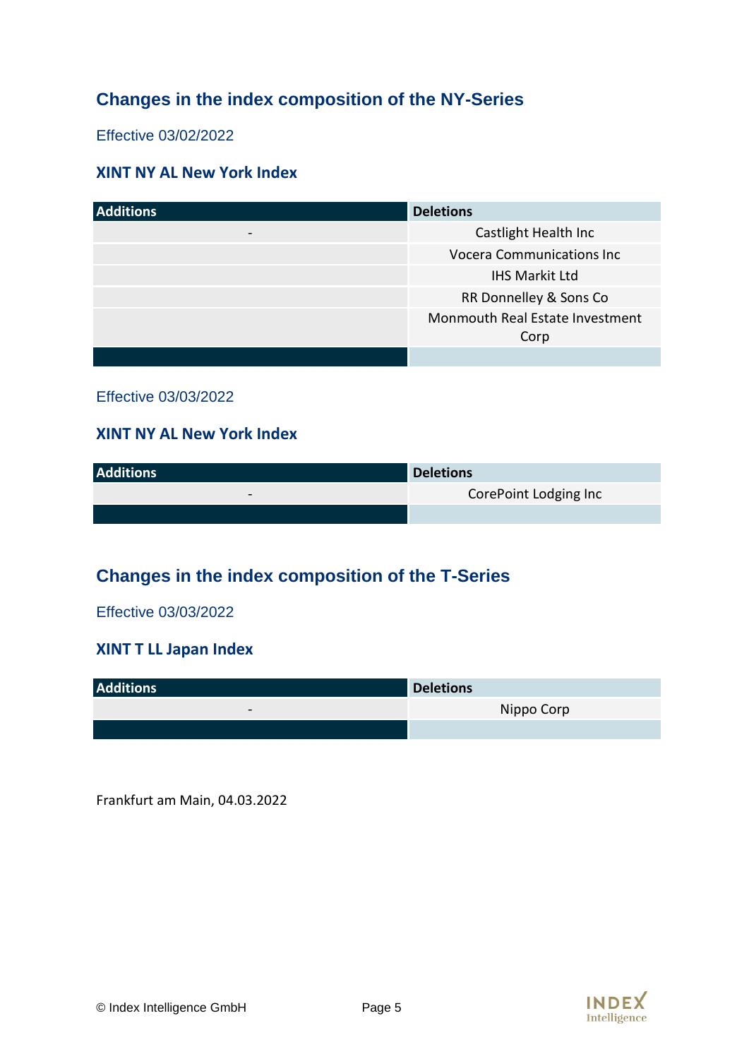## Changes in the index composition of the NY-Series

Effective 03/02/2022

### XINT NY AL New York Index

| Additions | Deletions |
|---|---|
| - | Castlight Health Inc |
| | Vocera Communications Inc |
| | IHS Markit Ltd |
| | RR Donnelley & Sons Co |
| | Monmouth Real Estate Investment Corp |

Effective 03/03/2022

### XINT NY AL New York Index

| Additions | Deletions |
|---|---|
| - | CorePoint Lodging Inc |

## Changes in the index composition of the T-Series

Effective 03/03/2022

### XINT T LL Japan Index

| Additions | Deletions |
|---|---|
| - | Nippo Corp |

Frankfurt am Main, 04.03.2022

© Index Intelligence GmbH